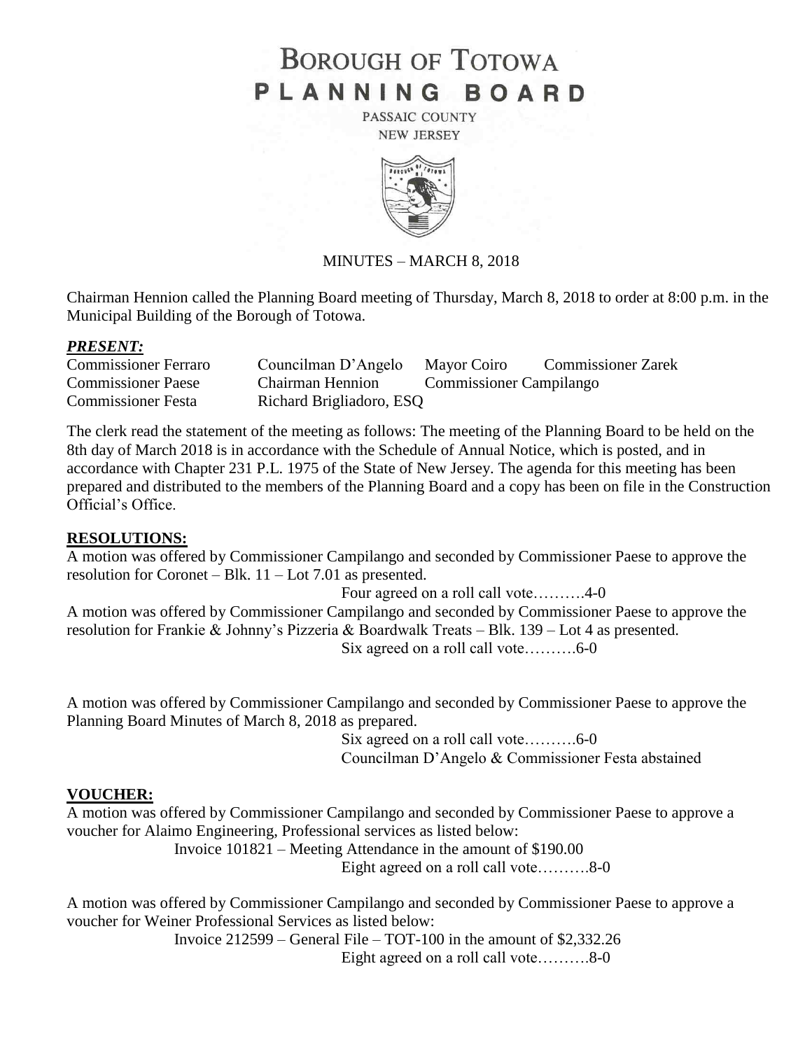# BOROUGH OF TOTOWA
# PLANNING BOARD

PASSAIC COUNTY
NEW JERSEY

MINUTES – MARCH 8, 2018

Chairman Hennion called the Planning Board meeting of Thursday, March 8, 2018 to order at 8:00 p.m. in the Municipal Building of the Borough of Totowa.

***PRESENT:***

| | | | |
|---|---|---|---|
| Commissioner Ferraro | Councilman D'Angelo | Mayor Coiro | Commissioner Zarek |
| Commissioner Paese | Chairman Hennion | Commissioner Campilango | |
| Commissioner Festa | Richard Brigliadoro, ESQ | | |

The clerk read the statement of the meeting as follows: The meeting of the Planning Board to be held on the 8th day of March 2018 is in accordance with the Schedule of Annual Notice, which is posted, and in accordance with Chapter 231 P.L. 1975 of the State of New Jersey. The agenda for this meeting has been prepared and distributed to the members of the Planning Board and a copy has been on file in the Construction Official's Office.

## RESOLUTIONS:

A motion was offered by Commissioner Campilango and seconded by Commissioner Paese to approve the resolution for Coronet – Blk. 11 – Lot 7.01 as presented.

Four agreed on a roll call vote……….4-0

A motion was offered by Commissioner Campilango and seconded by Commissioner Paese to approve the resolution for Frankie & Johnny's Pizzeria & Boardwalk Treats – Blk. 139 – Lot 4 as presented.

Six agreed on a roll call vote……….6-0

A motion was offered by Commissioner Campilango and seconded by Commissioner Paese to approve the Planning Board Minutes of March 8, 2018 as prepared.

Six agreed on a roll call vote……….6-0
Councilman D'Angelo & Commissioner Festa abstained

## VOUCHER:

A motion was offered by Commissioner Campilango and seconded by Commissioner Paese to approve a voucher for Alaimo Engineering, Professional services as listed below:

Invoice 101821 – Meeting Attendance in the amount of $190.00
Eight agreed on a roll call vote……….8-0

A motion was offered by Commissioner Campilango and seconded by Commissioner Paese to approve a voucher for Weiner Professional Services as listed below:

Invoice 212599 – General File – TOT-100 in the amount of $2,332.26
Eight agreed on a roll call vote……….8-0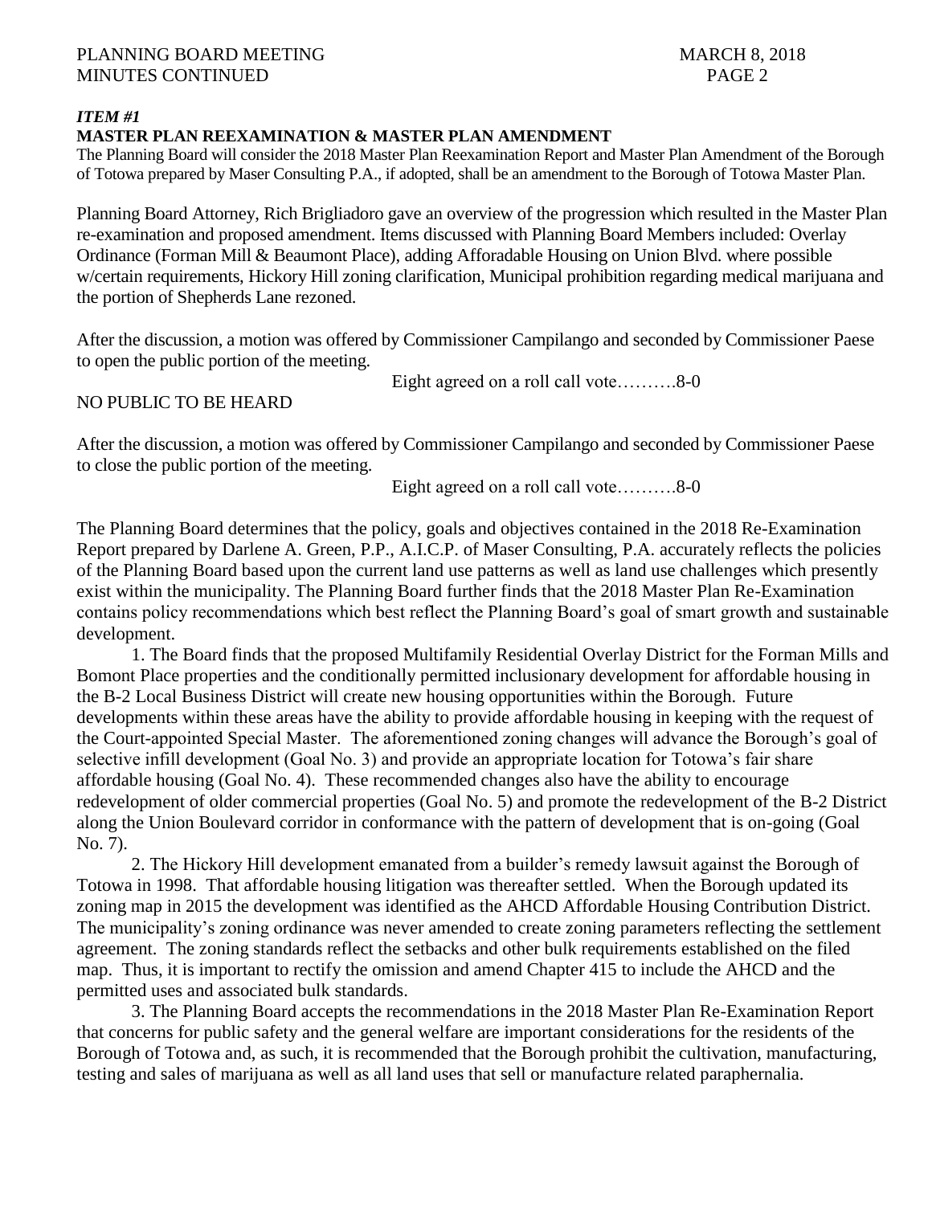***ITEM #1***

**MASTER PLAN REEXAMINATION & MASTER PLAN AMENDMENT**

The Planning Board will consider the 2018 Master Plan Reexamination Report and Master Plan Amendment of the Borough of Totowa prepared by Maser Consulting P.A., if adopted, shall be an amendment to the Borough of Totowa Master Plan.

Planning Board Attorney, Rich Brigliadoro gave an overview of the progression which resulted in the Master Plan re-examination and proposed amendment. Items discussed with Planning Board Members included: Overlay Ordinance (Forman Mill & Beaumont Place), adding Afforadable Housing on Union Blvd. where possible w/certain requirements, Hickory Hill zoning clarification, Municipal prohibition regarding medical marijuana and the portion of Shepherds Lane rezoned.

After the discussion, a motion was offered by Commissioner Campilango and seconded by Commissioner Paese to open the public portion of the meeting.

Eight agreed on a roll call vote……….8-0

NO PUBLIC TO BE HEARD

After the discussion, a motion was offered by Commissioner Campilango and seconded by Commissioner Paese to close the public portion of the meeting.

Eight agreed on a roll call vote……….8-0

The Planning Board determines that the policy, goals and objectives contained in the 2018 Re-Examination Report prepared by Darlene A. Green, P.P., A.I.C.P. of Maser Consulting, P.A. accurately reflects the policies of the Planning Board based upon the current land use patterns as well as land use challenges which presently exist within the municipality. The Planning Board further finds that the 2018 Master Plan Re-Examination contains policy recommendations which best reflect the Planning Board's goal of smart growth and sustainable development.

1. The Board finds that the proposed Multifamily Residential Overlay District for the Forman Mills and Bomont Place properties and the conditionally permitted inclusionary development for affordable housing in the B-2 Local Business District will create new housing opportunities within the Borough. Future developments within these areas have the ability to provide affordable housing in keeping with the request of the Court-appointed Special Master. The aforementioned zoning changes will advance the Borough's goal of selective infill development (Goal No. 3) and provide an appropriate location for Totowa's fair share affordable housing (Goal No. 4). These recommended changes also have the ability to encourage redevelopment of older commercial properties (Goal No. 5) and promote the redevelopment of the B-2 District along the Union Boulevard corridor in conformance with the pattern of development that is on-going (Goal No. 7).

2. The Hickory Hill development emanated from a builder's remedy lawsuit against the Borough of Totowa in 1998. That affordable housing litigation was thereafter settled. When the Borough updated its zoning map in 2015 the development was identified as the AHCD Affordable Housing Contribution District. The municipality's zoning ordinance was never amended to create zoning parameters reflecting the settlement agreement. The zoning standards reflect the setbacks and other bulk requirements established on the filed map. Thus, it is important to rectify the omission and amend Chapter 415 to include the AHCD and the permitted uses and associated bulk standards.

3. The Planning Board accepts the recommendations in the 2018 Master Plan Re-Examination Report that concerns for public safety and the general welfare are important considerations for the residents of the Borough of Totowa and, as such, it is recommended that the Borough prohibit the cultivation, manufacturing, testing and sales of marijuana as well as all land uses that sell or manufacture related paraphernalia.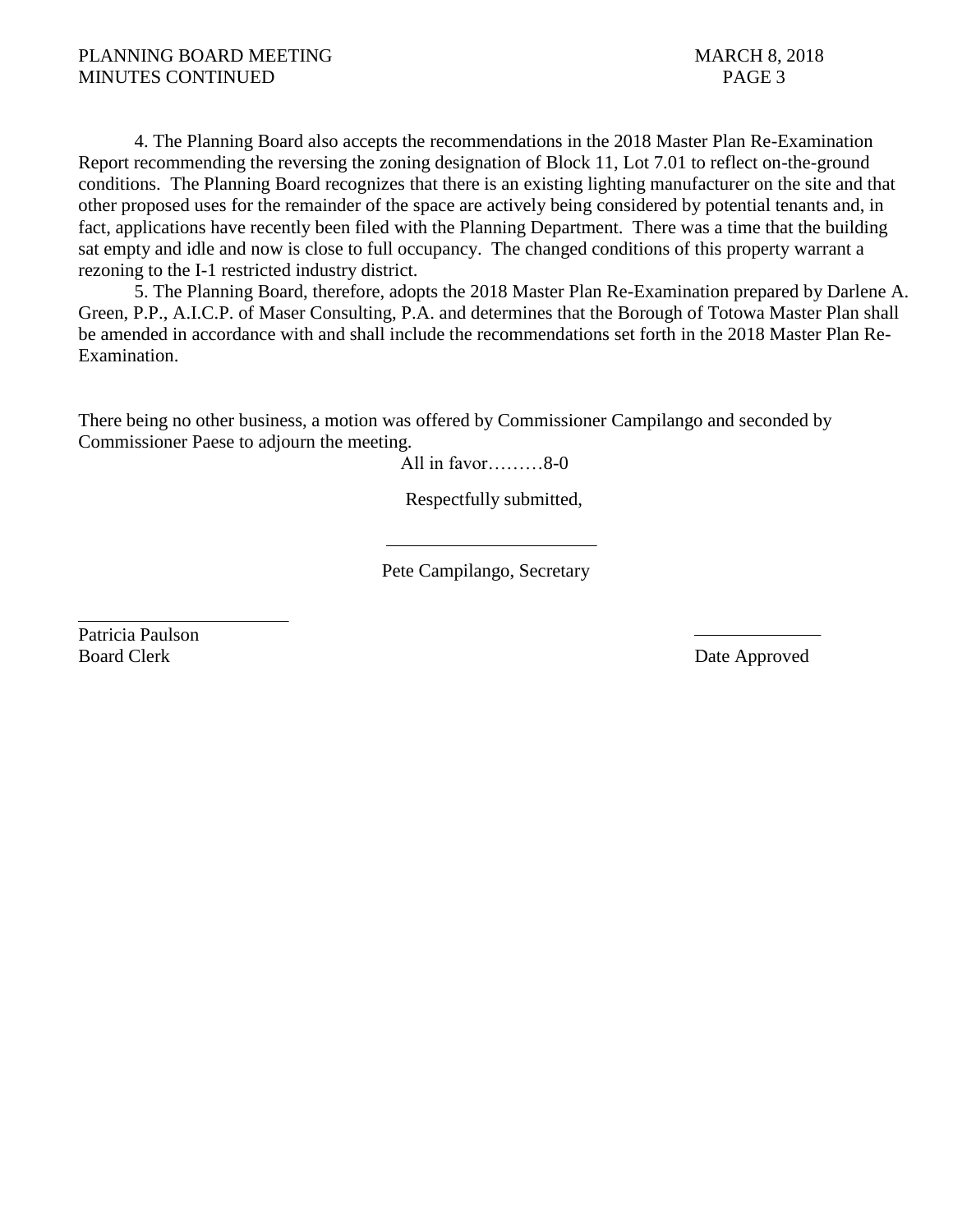4. The Planning Board also accepts the recommendations in the 2018 Master Plan Re-Examination Report recommending the reversing the zoning designation of Block 11, Lot 7.01 to reflect on-the-ground conditions. The Planning Board recognizes that there is an existing lighting manufacturer on the site and that other proposed uses for the remainder of the space are actively being considered by potential tenants and, in fact, applications have recently been filed with the Planning Department. There was a time that the building sat empty and idle and now is close to full occupancy. The changed conditions of this property warrant a rezoning to the I-1 restricted industry district.

5. The Planning Board, therefore, adopts the 2018 Master Plan Re-Examination prepared by Darlene A. Green, P.P., A.I.C.P. of Maser Consulting, P.A. and determines that the Borough of Totowa Master Plan shall be amended in accordance with and shall include the recommendations set forth in the 2018 Master Plan Re-Examination.

There being no other business, a motion was offered by Commissioner Campilango and seconded by Commissioner Paese to adjourn the meeting.

All in favor………8-0

Respectfully submitted,

\_\_\_\_\_\_\_\_\_\_\_\_\_\_\_\_\_\_\_\_\_\_

Pete Campilango, Secretary

\_\_\_\_\_\_\_\_\_\_\_\_\_\_\_\_\_\_\_\_\_\_

Patricia Paulson
Board Clerk

\_\_\_\_\_\_\_\_\_\_\_\_\_

Date Approved